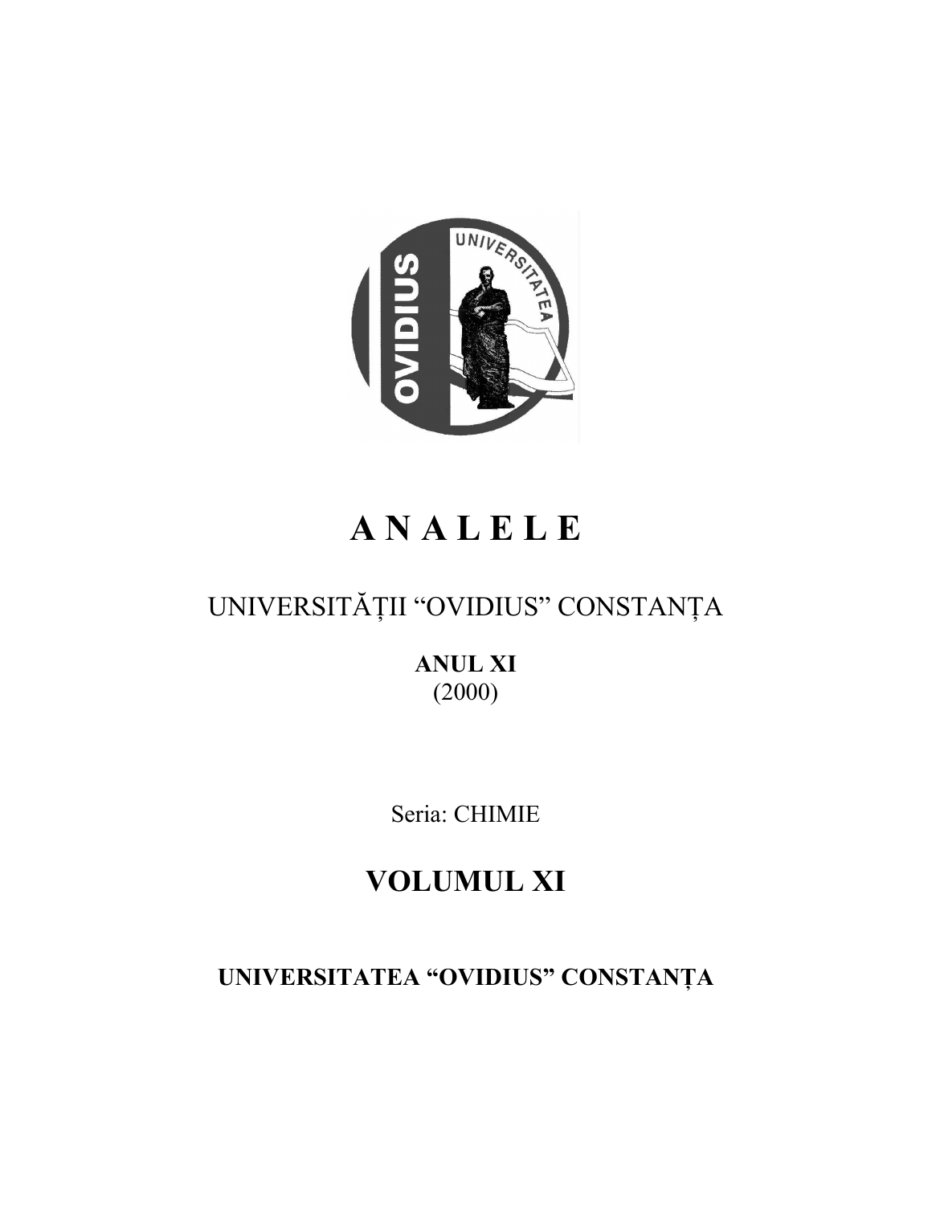# A N A L E L E

## UNIVERSITĂȚII "OVIDIUS" CONSTANȚA

**ANUL XI**
(2000)

Seria: CHIMIE

## VOLUMUL XI

**UNIVERSITATEA "OVIDIUS" CONSTANȚA**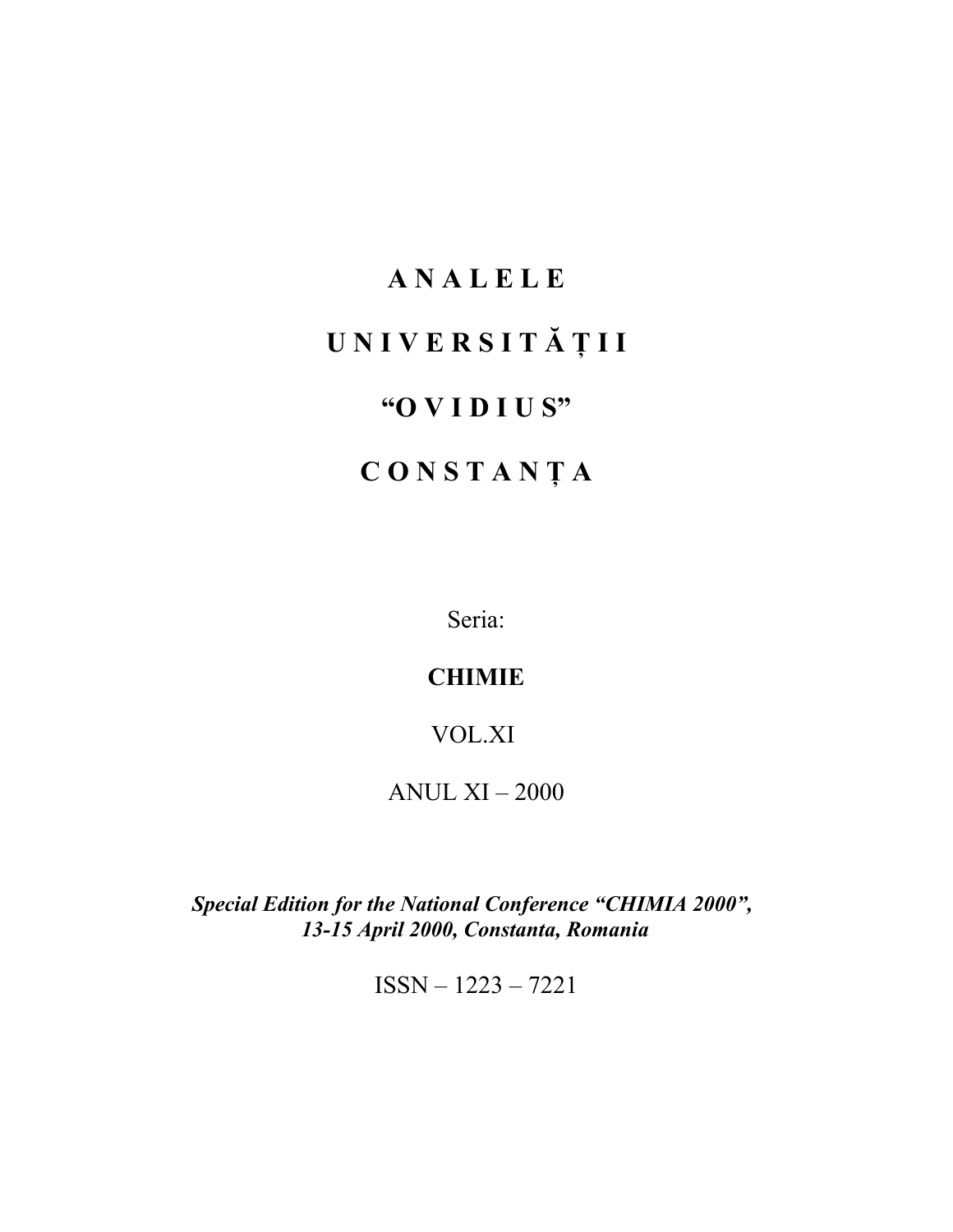# A N A L E L E

# U N I V E R S I T Ă Ț I I

# "O V I D I U S"

# C O N S T A N Ț A

Seria:

**CHIMIE**

VOL.XI

ANUL XI – 2000

***Special Edition for the National Conference "CHIMIA 2000", 13-15 April 2000, Constanta, Romania***

ISSN – 1223 – 7221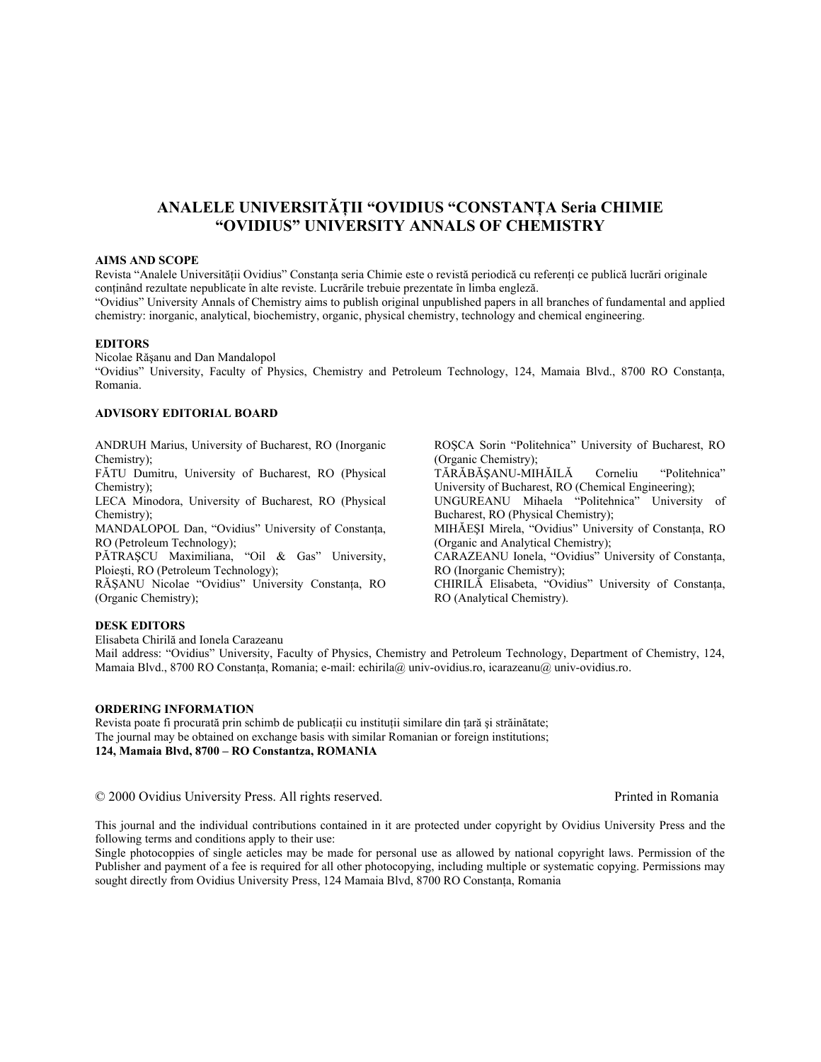# ANALELE UNIVERSITĂȚII "OVIDIUS "CONSTANȚA Seria CHIMIE
# "OVIDIUS" UNIVERSITY ANNALS OF CHEMISTRY

**AIMS AND SCOPE**

Revista "Analele Universității Ovidius" Constanța seria Chimie este o revistă periodică cu referenți ce publică lucrări originale conținând rezultate nepublicate în alte reviste. Lucrările trebuie prezentate în limba engleză.

"Ovidius" University Annals of Chemistry aims to publish original unpublished papers in all branches of fundamental and applied chemistry: inorganic, analytical, biochemistry, organic, physical chemistry, technology and chemical engineering.

**EDITORS**

Nicolae Rășanu and Dan Mandalopol

"Ovidius" University, Faculty of Physics, Chemistry and Petroleum Technology, 124, Mamaia Blvd., 8700 RO Constanța, Romania.

**ADVISORY EDITORIAL BOARD**

ANDRUH Marius, University of Bucharest, RO (Inorganic Chemistry);
FĂTU Dumitru, University of Bucharest, RO (Physical Chemistry);
LECA Minodora, University of Bucharest, RO (Physical Chemistry);
MANDALOPOL Dan, "Ovidius" University of Constanța, RO (Petroleum Technology);
PĂTRAȘCU Maximiliana, "Oil & Gas" University, Ploiești, RO (Petroleum Technology);
RĂȘANU Nicolae "Ovidius" University Constanța, RO (Organic Chemistry);
ROȘCA Sorin "Politehnica" University of Bucharest, RO (Organic Chemistry);
TĂRĂBĂȘANU-MIHĂILĂ Corneliu "Politehnica" University of Bucharest, RO (Chemical Engineering);
UNGUREANU Mihaela "Politehnica" University of Bucharest, RO (Physical Chemistry);
MIHĂEȘI Mirela, "Ovidius" University of Constanța, RO (Organic and Analytical Chemistry);
CARAZEANU Ionela, "Ovidius" University of Constanța, RO (Inorganic Chemistry);
CHIRILĂ Elisabeta, "Ovidius" University of Constanța, RO (Analytical Chemistry).

**DESK EDITORS**

Elisabeta Chirilă and Ionela Carazeanu

Mail address: "Ovidius" University, Faculty of Physics, Chemistry and Petroleum Technology, Department of Chemistry, 124, Mamaia Blvd., 8700 RO Constanța, Romania; e-mail: echirila@ univ-ovidius.ro, icarazeanu@ univ-ovidius.ro.

**ORDERING INFORMATION**

Revista poate fi procurată prin schimb de publicații cu instituții similare din țară și străinătate;
The journal may be obtained on exchange basis with similar Romanian or foreign institutions;
**124, Mamaia Blvd, 8700 – RO Constantza, ROMANIA**

© 2000 Ovidius University Press. All rights reserved. Printed in Romania

This journal and the individual contributions contained in it are protected under copyright by Ovidius University Press and the following terms and conditions apply to their use:

Single photocoppies of single aeticles may be made for personal use as allowed by national copyright laws. Permission of the Publisher and payment of a fee is required for all other photocopying, including multiple or systematic copying. Permissions may sought directly from Ovidius University Press, 124 Mamaia Blvd, 8700 RO Constanța, Romania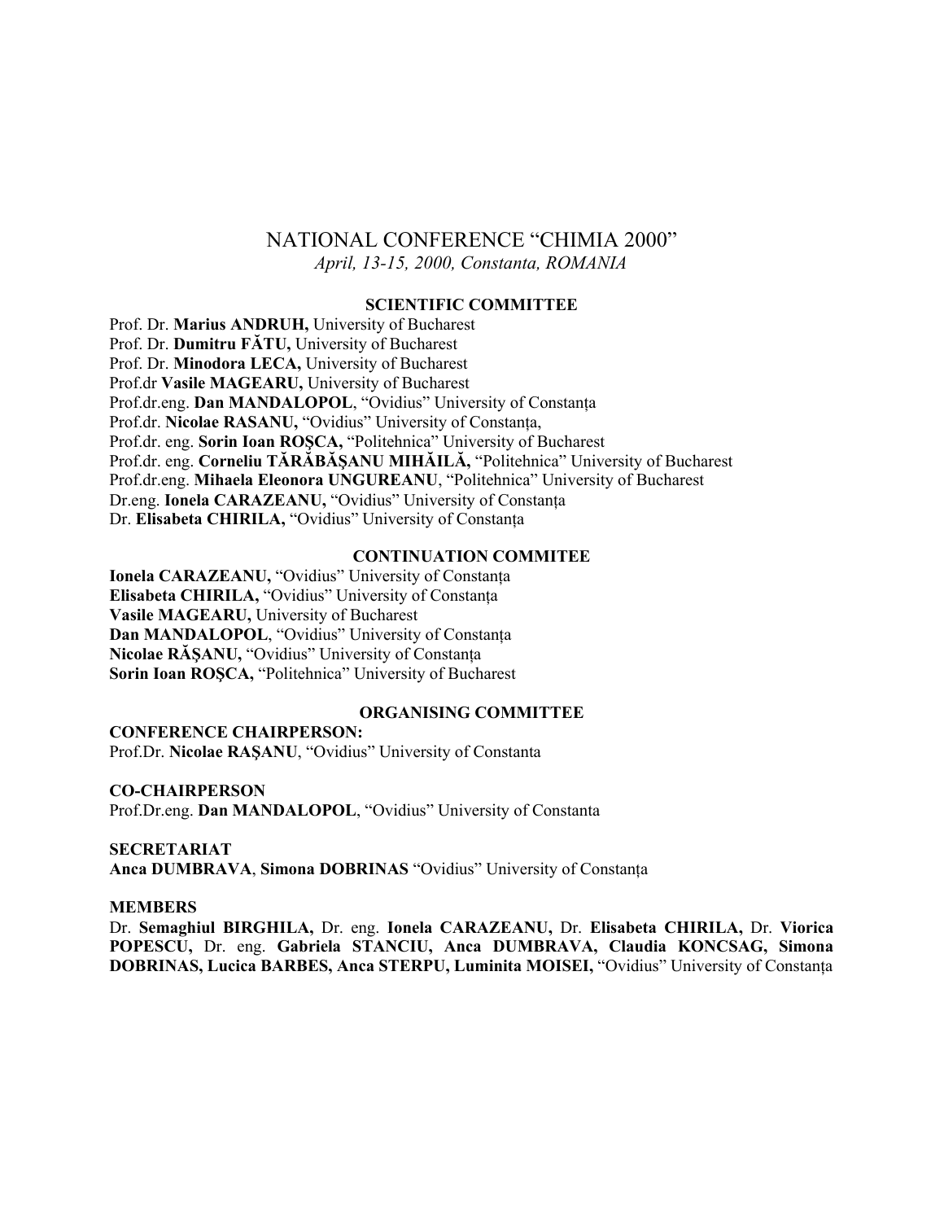# NATIONAL CONFERENCE "CHIMIA 2000"

*April, 13-15, 2000, Constanta, ROMANIA*

## SCIENTIFIC COMMITTEE

Prof. Dr. **Marius ANDRUH,** University of Bucharest
Prof. Dr. **Dumitru FĂTU,** University of Bucharest
Prof. Dr. **Minodora LECA,** University of Bucharest
Prof.dr **Vasile MAGEARU,** University of Bucharest
Prof.dr.eng. **Dan MANDALOPOL**, "Ovidius" University of Constanța
Prof.dr. **Nicolae RASANU,** "Ovidius" University of Constanța,
Prof.dr. eng. **Sorin Ioan ROȘCA,** "Politehnica" University of Bucharest
Prof.dr. eng. **Corneliu TĂRĂBĂȘANU MIHĂILĂ,** "Politehnica" University of Bucharest
Prof.dr.eng. **Mihaela Eleonora UNGUREANU**, "Politehnica" University of Bucharest
Dr.eng. **Ionela CARAZEANU,** "Ovidius" University of Constanța
Dr. **Elisabeta CHIRILA,** "Ovidius" University of Constanța

## CONTINUATION COMMITEE

**Ionela CARAZEANU,** "Ovidius" University of Constanța
**Elisabeta CHIRILA,** "Ovidius" University of Constanța
**Vasile MAGEARU,** University of Bucharest
**Dan MANDALOPOL**, "Ovidius" University of Constanța
**Nicolae RĂȘANU,** "Ovidius" University of Constanța
**Sorin Ioan ROȘCA,** "Politehnica" University of Bucharest

## ORGANISING COMMITTEE

**CONFERENCE CHAIRPERSON:**
Prof.Dr. **Nicolae RAȘANU**, "Ovidius" University of Constanta

**CO-CHAIRPERSON**
Prof.Dr.eng. **Dan MANDALOPOL**, "Ovidius" University of Constanta

**SECRETARIAT**
**Anca DUMBRAVA**, **Simona DOBRINAS** "Ovidius" University of Constanța

**MEMBERS**
Dr. **Semaghiul BIRGHILA,** Dr. eng. **Ionela CARAZEANU,** Dr. **Elisabeta CHIRILA,** Dr. **Viorica POPESCU,** Dr. eng. **Gabriela STANCIU, Anca DUMBRAVA, Claudia KONCSAG, Simona DOBRINAS, Lucica BARBES, Anca STERPU, Luminita MOISEI,** "Ovidius" University of Constanța